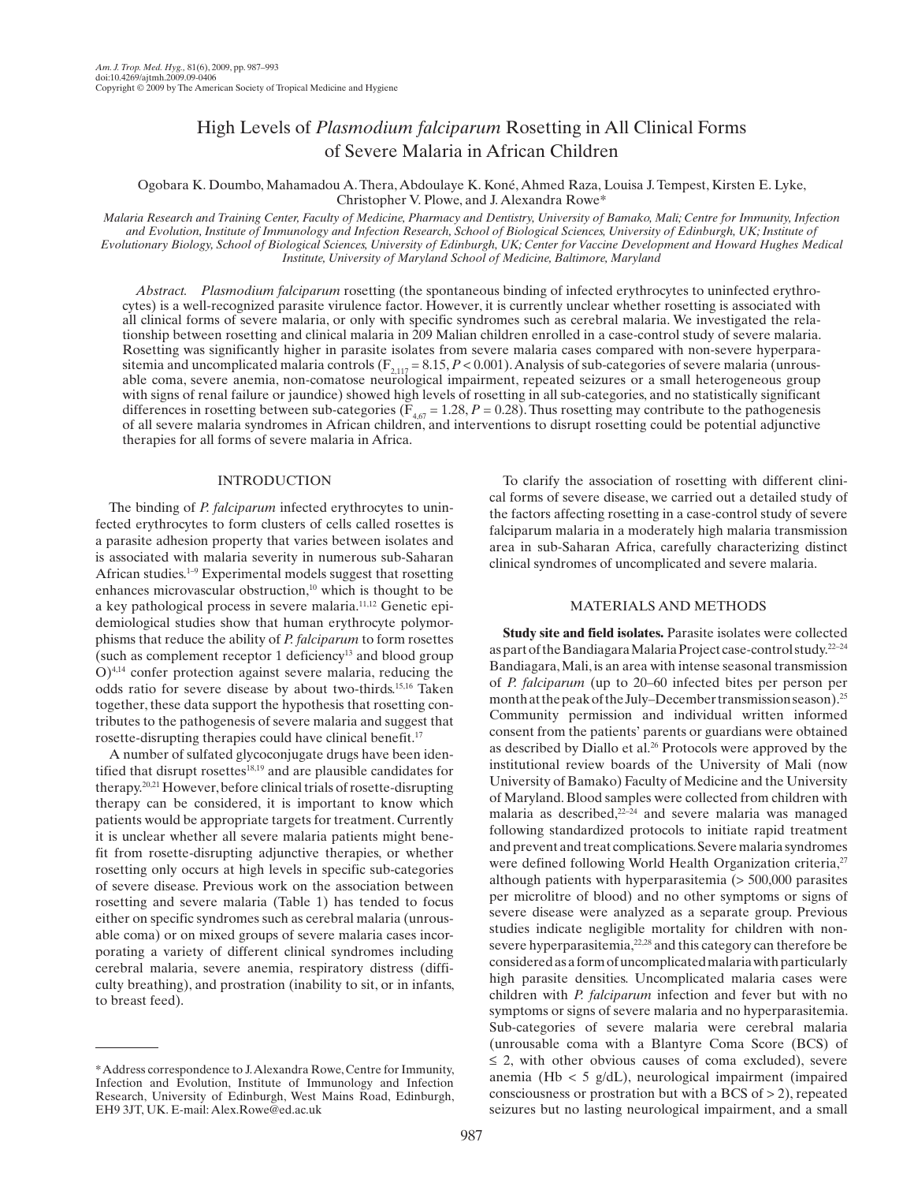# High Levels of *Plasmodium falciparum* Rosetting in All Clinical Forms of Severe Malaria in African Children

Ogobara K. Doumbo, Mahamadou A. Thera, Abdoulaye K. Koné, Ahmed Raza, Louisa J. Tempest, Kirsten E. Lyke, Christopher V. Plowe, and J. Alexandra Rowe*

*Malaria Research and Training Center, Faculty of Medicine, Pharmacy and Dentistry, University of Bamako, Mali; Centre for Immunity, Infection and Evolution, Institute of Immunology and Infection Research, School of Biological Sciences, University of Edinburgh, UK; Institute of Evolutionary Biology, School of Biological Sciences, University of Edinburgh, UK; Center for Vaccine Development and Howard Hughes Medical Institute, University of Maryland School of Medicine, Baltimore, Maryland*

*Abstract.* *Plasmodium falciparum* rosetting (the spontaneous binding of infected erythrocytes to uninfected erythrocytes) is a well-recognized parasite virulence factor. However, it is currently unclear whether rosetting is associated with all clinical forms of severe malaria, or only with specific syndromes such as cerebral malaria. We investigated the relationship between rosetting and clinical malaria in 209 Malian children enrolled in a case-control study of severe malaria. Rosetting was significantly higher in parasite isolates from severe malaria cases compared with non-severe hyperparasitemia and uncomplicated malaria controls ($F_{2,117} = 8.15$, $P < 0.001$). Analysis of sub-categories of severe malaria (unrousable coma, severe anemia, non-comatose neurological impairment, repeated seizures or a small heterogeneous group with signs of renal failure or jaundice) showed high levels of rosetting in all sub-categories, and no statistically significant differences in rosetting between sub-categories ($F_{4,67} = 1.28$, $P = 0.28$). Thus rosetting may contribute to the pathogenesis of all severe malaria syndromes in African children, and interventions to disrupt rosetting could be potential adjunctive therapies for all forms of severe malaria in Africa.

## INTRODUCTION

The binding of *P. falciparum* infected erythrocytes to uninfected erythrocytes to form clusters of cells called rosettes is a parasite adhesion property that varies between isolates and is associated with malaria severity in numerous sub-Saharan African studies.[1–9] Experimental models suggest that rosetting enhances microvascular obstruction,[10] which is thought to be a key pathological process in severe malaria.[11,12] Genetic epidemiological studies show that human erythrocyte polymorphisms that reduce the ability of *P. falciparum* to form rosettes (such as complement receptor 1 deficiency[13] and blood group O)[4,14] confer protection against severe malaria, reducing the odds ratio for severe disease by about two-thirds.[15,16] Taken together, these data support the hypothesis that rosetting contributes to the pathogenesis of severe malaria and suggest that rosette-disrupting therapies could have clinical benefit.[17]

A number of sulfated glycoconjugate drugs have been identified that disrupt rosettes[18,19] and are plausible candidates for therapy.[20,21] However, before clinical trials of rosette-disrupting therapy can be considered, it is important to know which patients would be appropriate targets for treatment. Currently it is unclear whether all severe malaria patients might benefit from rosette-disrupting adjunctive therapies, or whether rosetting only occurs at high levels in specific sub-categories of severe disease. Previous work on the association between rosetting and severe malaria (Table 1) has tended to focus either on specific syndromes such as cerebral malaria (unrousable coma) or on mixed groups of severe malaria cases incorporating a variety of different clinical syndromes including cerebral malaria, severe anemia, respiratory distress (difficulty breathing), and prostration (inability to sit, or in infants, to breast feed).

To clarify the association of rosetting with different clinical forms of severe disease, we carried out a detailed study of the factors affecting rosetting in a case-control study of severe falciparum malaria in a moderately high malaria transmission area in sub-Saharan Africa, carefully characterizing distinct clinical syndromes of uncomplicated and severe malaria.

## MATERIALS AND METHODS

**Study site and field isolates.** Parasite isolates were collected as part of the Bandiagara Malaria Project case-control study.[22–24] Bandiagara, Mali, is an area with intense seasonal transmission of *P. falciparum* (up to 20–60 infected bites per person per month at the peak of the July–December transmission season).[25] Community permission and individual written informed consent from the patients' parents or guardians were obtained as described by Diallo et al.[26] Protocols were approved by the institutional review boards of the University of Mali (now University of Bamako) Faculty of Medicine and the University of Maryland. Blood samples were collected from children with malaria as described,[22–24] and severe malaria was managed following standardized protocols to initiate rapid treatment and prevent and treat complications. Severe malaria syndromes were defined following World Health Organization criteria,[27] although patients with hyperparasitemia (> 500,000 parasites per microlitre of blood) and no other symptoms or signs of severe disease were analyzed as a separate group. Previous studies indicate negligible mortality for children with non-severe hyperparasitemia,[22,28] and this category can therefore be considered as a form of uncomplicated malaria with particularly high parasite densities. Uncomplicated malaria cases were children with *P. falciparum* infection and fever but with no symptoms or signs of severe malaria and no hyperparasitemia. Sub-categories of severe malaria were cerebral malaria (unrousable coma with a Blantyre Coma Score (BCS) of ≤ 2, with other obvious causes of coma excluded), severe anemia (Hb < 5 g/dL), neurological impairment (impaired consciousness or prostration but with a BCS of > 2), repeated seizures but no lasting neurological impairment, and a small

---

*Address correspondence to J. Alexandra Rowe, Centre for Immunity, Infection and Evolution, Institute of Immunology and Infection Research, University of Edinburgh, West Mains Road, Edinburgh, EH9 3JT, UK. E-mail: Alex.Rowe@ed.ac.uk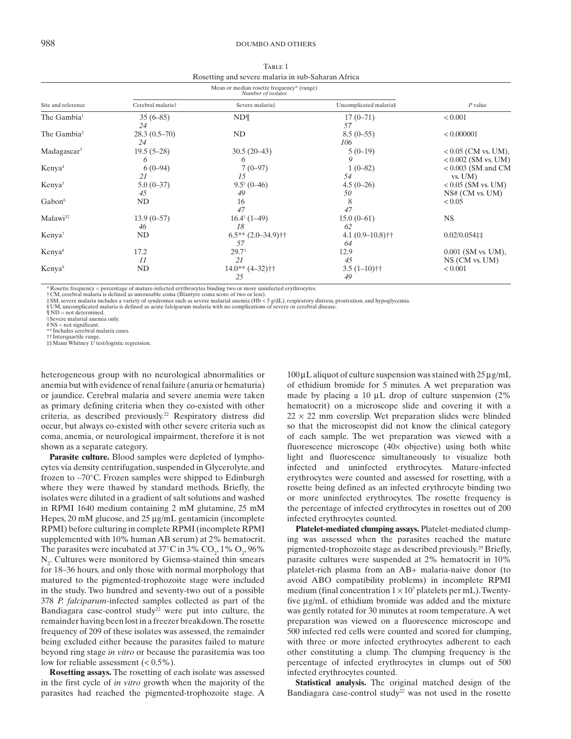Table 1
Rosetting and severe malaria in sub-Saharan Africa

| Site and reference | Cerebral malaria† | Severe malaria‡ | Uncomplicated malaria§ | *P* value |
|---|---|---|---|---|
| | Mean or median rosette frequency* (range) *Number of isolates* | | | |
| The Gambia[1] | 35 (6–85) *24* | ND¶ | 17 (0–71) *57* | < 0.001 |
| The Gambia[2] | 28.3 (0.5–70) *24* | ND | 8.5 (0–55) *106* | < 0.000001 |
| Madagascar[3] | 19.5 (5–28) *6* | 30.5 (20–43) *6* | 5 (0–19) *9* | < 0.05 (CM vs. UM), < 0.002 (SM vs. UM) |
| Kenya[4] | 6 (0–94) *21* | 7 (0–97) *15* | 1 (0–82) *54* | < 0.003 (SM and CM vs. UM) |
| Kenya[5] | 5.0 (0–37) *45* | 9.5‖ (0–46) *49* | 4.5 (0–26) *50* | < 0.05 (SM vs. UM) NS# (CM vs. UM) |
| Gabon[6] | ND | 16 *47* | 8 *47* | < 0.05 |
| Malawi[32] | 13.9 (0–57) *46* | 16.4‖ (1–49) *18* | 15.0 (0–61) *62* | NS |
| Kenya[7] | ND | 6.5** (2.0–34.9)†† *57* | 4.1 (0.9–10.8)†† *64* | 0.02/0.054‡‡ |
| Kenya[8] | 17.2 *11* | 29.7‖ *21* | 12.9 *45* | 0.001 (SM vs. UM), NS (CM vs. UM) |
| Kenya[9] | ND | 14.0** (4–32)†† *25* | 3.5 (1–10)†† *49* | < 0.001 |

\* Rosette frequency = percentage of mature-infected erythrocytes binding two or more uninfected erythrocytes.
† CM, cerebral malaria is defined as unrousable coma (Blantyre coma score of two or less).
‡ SM, severe malaria includes a variety of syndromes such as severe malarial anemia (Hb < 5 g/dL), respiratory distress, prostration, and hypoglycemia.
§ UM, uncomplicated malaria is defined as acute falciparum malaria with no complications of severe or cerebral disease.
¶ ND = not determined.
‖ Severe malarial anemia only.
\# NS = not significant.
\** Includes cerebral malaria cases.
†† Interquartile range.
‡‡ Mann Whitney *U* test/logistic regression.

heterogeneous group with no neurological abnormalities or anemia but with evidence of renal failure (anuria or hematuria) or jaundice. Cerebral malaria and severe anemia were taken as primary defining criteria when they co-existed with other criteria, as described previously.[22] Respiratory distress did occur, but always co-existed with other severe criteria such as coma, anemia, or neurological impairment, therefore it is not shown as a separate category.

**Parasite culture.** Blood samples were depleted of lymphocytes via density centrifugation, suspended in Glycerolyte, and frozen to –70°C. Frozen samples were shipped to Edinburgh where they were thawed by standard methods. Briefly, the isolates were diluted in a gradient of salt solutions and washed in RPMI 1640 medium containing 2 mM glutamine, 25 mM Hepes, 20 mM glucose, and 25 µg/mL gentamicin (incomplete RPMI) before culturing in complete RPMI (incomplete RPMI supplemented with 10% human AB serum) at 2% hematocrit. The parasites were incubated at 37°C in 3% $CO_2$, 1% $O_2$, 96% $N_2$. Cultures were monitored by Giemsa-stained thin smears for 18–36 hours, and only those with normal morphology that matured to the pigmented-trophozoite stage were included in the study. Two hundred and seventy-two out of a possible 378 *P. falciparum*-infected samples collected as part of the Bandiagara case-control study[22] were put into culture, the remainder having been lost in a freezer breakdown. The rosette frequency of 209 of these isolates was assessed, the remainder being excluded either because the parasites failed to mature beyond ring stage *in vitro* or because the parasitemia was too low for reliable assessment (< 0.5%).

**Rosetting assays.** The rosetting of each isolate was assessed in the first cycle of *in vitro* growth when the majority of the parasites had reached the pigmented-trophozoite stage. A 100 µL aliquot of culture suspension was stained with 25 µg/mL of ethidium bromide for 5 minutes. A wet preparation was made by placing a 10 µL drop of culture suspension (2% hematocrit) on a microscope slide and covering it with a 22 × 22 mm coverslip. Wet preparation slides were blinded so that the microscopist did not know the clinical category of each sample. The wet preparation was viewed with a fluorescence microscope (40× objective) using both white light and fluorescence simultaneously to visualize both infected and uninfected erythrocytes. Mature-infected erythrocytes were counted and assessed for rosetting, with a rosette being defined as an infected erythrocyte binding two or more uninfected erythrocytes. The rosette frequency is the percentage of infected erythrocytes in rosettes out of 200 infected erythrocytes counted.

**Platelet-mediated clumping assays.** Platelet-mediated clumping was assessed when the parasites reached the mature pigmented-trophozoite stage as described previously.[29] Briefly, parasite cultures were suspended at 2% hematocrit in 10% platelet-rich plasma from an AB+ malaria-naive donor (to avoid ABO compatibility problems) in incomplete RPMI medium (final concentration $1 \times 10^7$ platelets per mL). Twenty-five µg/mL of ethidium bromide was added and the mixture was gently rotated for 30 minutes at room temperature. A wet preparation was viewed on a fluorescence microscope and 500 infected red cells were counted and scored for clumping, with three or more infected erythrocytes adherent to each other constituting a clump. The clumping frequency is the percentage of infected erythrocytes in clumps out of 500 infected erythrocytes counted.

**Statistical analysis.** The original matched design of the Bandiagara case-control study[22] was not used in the rosette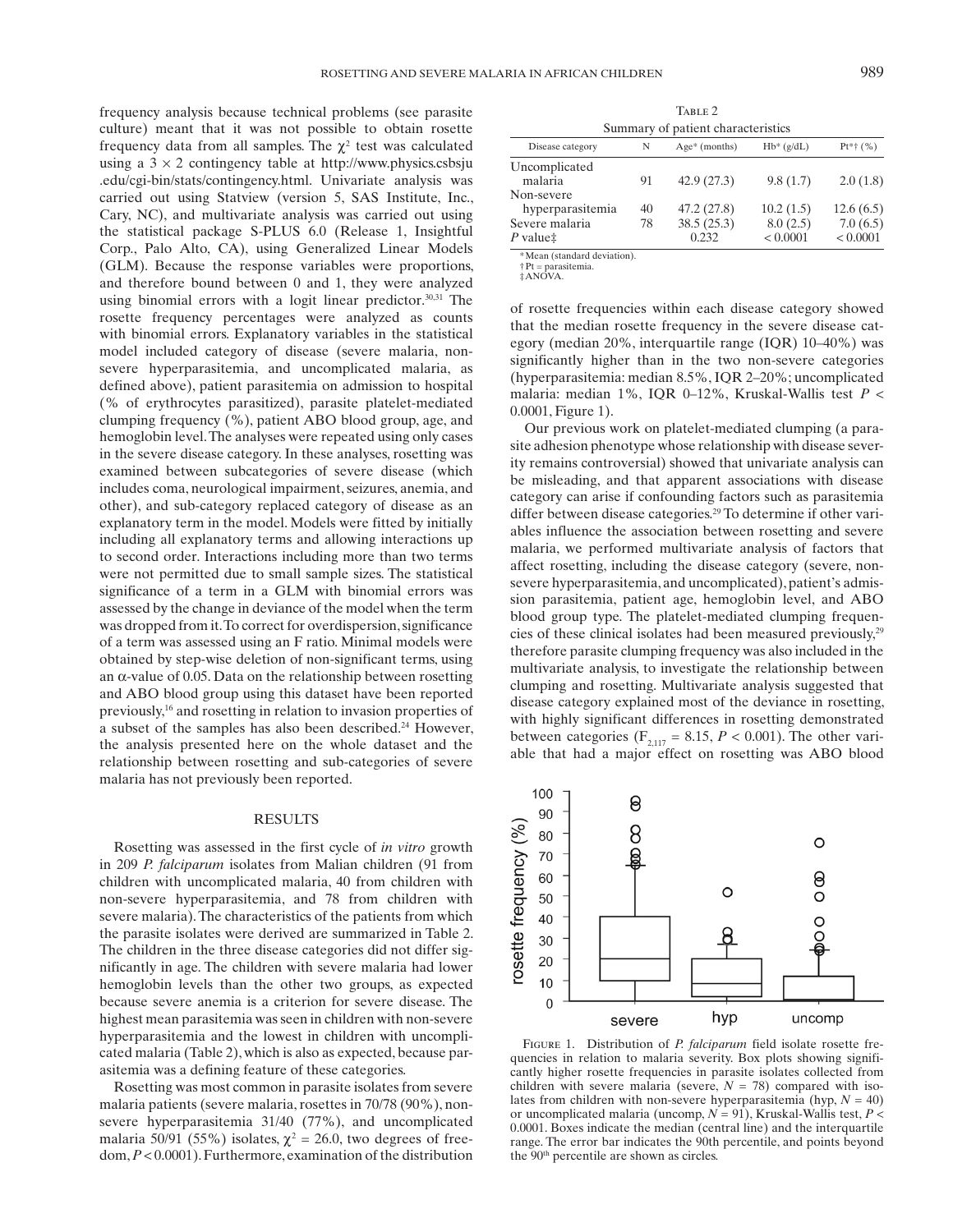frequency analysis because technical problems (see parasite culture) meant that it was not possible to obtain rosette frequency data from all samples. The $\chi^2$ test was calculated using a 3 × 2 contingency table at http://www.physics.csbsju.edu/cgi-bin/stats/contingency.html. Univariate analysis was carried out using Statview (version 5, SAS Institute, Inc., Cary, NC), and multivariate analysis was carried out using the statistical package S-PLUS 6.0 (Release 1, Insightful Corp., Palo Alto, CA), using Generalized Linear Models (GLM). Because the response variables were proportions, and therefore bound between 0 and 1, they were analyzed using binomial errors with a logit linear predictor.[30,31] The rosette frequency percentages were analyzed as counts with binomial errors. Explanatory variables in the statistical model included category of disease (severe malaria, non-severe hyperparasitemia, and uncomplicated malaria, as defined above), patient parasitemia on admission to hospital (% of erythrocytes parasitized), parasite platelet-mediated clumping frequency (%), patient ABO blood group, age, and hemoglobin level. The analyses were repeated using only cases in the severe disease category. In these analyses, rosetting was examined between subcategories of severe disease (which includes coma, neurological impairment, seizures, anemia, and other), and sub-category replaced category of disease as an explanatory term in the model. Models were fitted by initially including all explanatory terms and allowing interactions up to second order. Interactions including more than two terms were not permitted due to small sample sizes. The statistical significance of a term in a GLM with binomial errors was assessed by the change in deviance of the model when the term was dropped from it. To correct for overdispersion, significance of a term was assessed using an F ratio. Minimal models were obtained by step-wise deletion of non-significant terms, using an α-value of 0.05. Data on the relationship between rosetting and ABO blood group using this dataset have been reported previously,[16] and rosetting in relation to invasion properties of a subset of the samples has also been described.[24] However, the analysis presented here on the whole dataset and the relationship between rosetting and sub-categories of severe malaria has not previously been reported.

## RESULTS

Rosetting was assessed in the first cycle of *in vitro* growth in 209 *P. falciparum* isolates from Malian children (91 from children with uncomplicated malaria, 40 from children with non-severe hyperparasitemia, and 78 from children with severe malaria). The characteristics of the patients from which the parasite isolates were derived are summarized in Table 2. The children in the three disease categories did not differ significantly in age. The children with severe malaria had lower hemoglobin levels than the other two groups, as expected because severe anemia is a criterion for severe disease. The highest mean parasitemia was seen in children with non-severe hyperparasitemia and the lowest in children with uncomplicated malaria (Table 2), which is also as expected, because parasitemia was a defining feature of these categories.

Rosetting was most common in parasite isolates from severe malaria patients (severe malaria, rosettes in 70/78 (90%), non-severe hyperparasitemia 31/40 (77%), and uncomplicated malaria 50/91 (55%) isolates, $\chi^2$ = 26.0, two degrees of freedom, $P$ < 0.0001). Furthermore, examination of the distribution of rosette frequencies within each disease category showed that the median rosette frequency in the severe disease category (median 20%, interquartile range (IQR) 10–40%) was significantly higher than in the two non-severe categories (hyperparasitemia: median 8.5%, IQR 2–20%; uncomplicated malaria: median 1%, IQR 0–12%, Kruskal-Wallis test $P$ < 0.0001, Figure 1).

Our previous work on platelet-mediated clumping (a parasite adhesion phenotype whose relationship with disease severity remains controversial) showed that univariate analysis can be misleading, and that apparent associations with disease category can arise if confounding factors such as parasitemia differ between disease categories.[29] To determine if other variables influence the association between rosetting and severe malaria, we performed multivariate analysis of factors that affect rosetting, including the disease category (severe, non-severe hyperparasitemia, and uncomplicated), patient's admission parasitemia, patient age, hemoglobin level, and ABO blood group type. The platelet-mediated clumping frequencies of these clinical isolates had been measured previously,[29] therefore parasite clumping frequency was also included in the multivariate analysis, to investigate the relationship between clumping and rosetting. Multivariate analysis suggested that disease category explained most of the deviance in rosetting, with highly significant differences in rosetting demonstrated between categories ($F_{2,117}$ = 8.15, $P$ < 0.001). The other variable that had a major effect on rosetting was ABO blood

Table 2
Summary of patient characteristics

| Disease category | N | Age* (months) | Hb* (g/dL) | Pt*† (%) |
|---|---|---|---|---|
| Uncomplicated malaria | 91 | 42.9 (27.3) | 9.8 (1.7) | 2.0 (1.8) |
| Non-severe hyperparasitemia | 40 | 47.2 (27.8) | 10.2 (1.5) | 12.6 (6.5) |
| Severe malaria | 78 | 38.5 (25.3) | 8.0 (2.5) | 7.0 (6.5) |
| *P* value‡ | | 0.232 | < 0.0001 | < 0.0001 |

* Mean (standard deviation).
† Pt = parasitemia.
‡ ANOVA.

Figure 1. Distribution of *P. falciparum* field isolate rosette frequencies in relation to malaria severity. Box plots showing significantly higher rosette frequencies in parasite isolates collected from children with severe malaria (severe, $N$ = 78) compared with isolates from children with non-severe hyperparasitemia (hyp, $N$ = 40) or uncomplicated malaria (uncomp, $N$ = 91), Kruskal-Wallis test, $P$ < 0.0001. Boxes indicate the median (central line) and the interquartile range. The error bar indicates the 90th percentile, and points beyond the 90th percentile are shown as circles.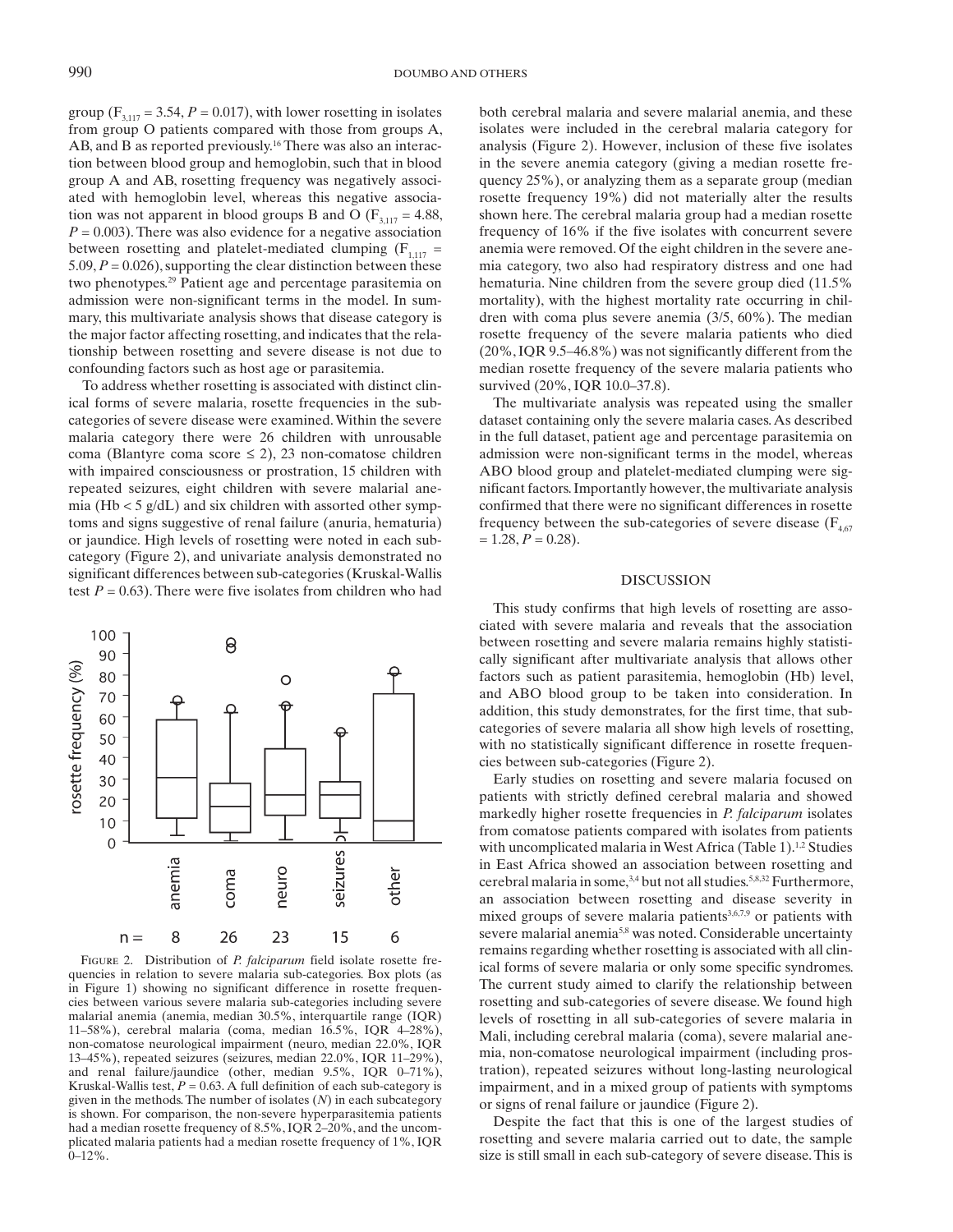group ($F_{3,117} = 3.54$, $P = 0.017$), with lower rosetting in isolates from group O patients compared with those from groups A, AB, and B as reported previously.[16] There was also an interaction between blood group and hemoglobin, such that in blood group A and AB, rosetting frequency was negatively associated with hemoglobin level, whereas this negative association was not apparent in blood groups B and O ($F_{3,117} = 4.88$, $P = 0.003$). There was also evidence for a negative association between rosetting and platelet-mediated clumping ($F_{1,117} = 5.09$, $P = 0.026$), supporting the clear distinction between these two phenotypes.[29] Patient age and percentage parasitemia on admission were non-significant terms in the model. In summary, this multivariate analysis shows that disease category is the major factor affecting rosetting, and indicates that the relationship between rosetting and severe disease is not due to confounding factors such as host age or parasitemia.

To address whether rosetting is associated with distinct clinical forms of severe malaria, rosette frequencies in the subcategories of severe disease were examined. Within the severe malaria category there were 26 children with unrousable coma (Blantyre coma score ≤ 2), 23 non-comatose children with impaired consciousness or prostration, 15 children with repeated seizures, eight children with severe malarial anemia (Hb < 5 g/dL) and six children with assorted other symptoms and signs suggestive of renal failure (anuria, hematuria) or jaundice. High levels of rosetting were noted in each subcategory (Figure 2), and univariate analysis demonstrated no significant differences between sub-categories (Kruskal-Wallis test $P = 0.63$). There were five isolates from children who had both cerebral malaria and severe malarial anemia, and these isolates were included in the cerebral malaria category for analysis (Figure 2). However, inclusion of these five isolates in the severe anemia category (giving a median rosette frequency 25%), or analyzing them as a separate group (median rosette frequency 19%) did not materially alter the results shown here. The cerebral malaria group had a median rosette frequency of 16% if the five isolates with concurrent severe anemia were removed. Of the eight children in the severe anemia category, two also had respiratory distress and one had hematuria. Nine children from the severe group died (11.5% mortality), with the highest mortality rate occurring in children with coma plus severe anemia (3/5, 60%). The median rosette frequency of the severe malaria patients who died (20%, IQR 9.5–46.8%) was not significantly different from the median rosette frequency of the severe malaria patients who survived (20%, IQR 10.0–37.8).

The multivariate analysis was repeated using the smaller dataset containing only the severe malaria cases. As described in the full dataset, patient age and percentage parasitemia on admission were non-significant terms in the model, whereas ABO blood group and platelet-mediated clumping were significant factors. Importantly however, the multivariate analysis confirmed that there were no significant differences in rosette frequency between the sub-categories of severe disease ($F_{4,67} = 1.28$, $P = 0.28$).

FIGURE 2. Distribution of *P. falciparum* field isolate rosette frequencies in relation to severe malaria sub-categories. Box plots (as in Figure 1) showing no significant difference in rosette frequencies between various severe malaria sub-categories including severe malarial anemia (anemia, median 30.5%, interquartile range (IQR) 11–58%), cerebral malaria (coma, median 16.5%, IQR 4–28%), non-comatose neurological impairment (neuro, median 22.0%, IQR 13–45%), repeated seizures (seizures, median 22.0%, IQR 11–29%), and renal failure/jaundice (other, median 9.5%, IQR 0–71%), Kruskal-Wallis test, $P = 0.63$. A full definition of each sub-category is given in the methods. The number of isolates ($N$) in each subcategory is shown. For comparison, the non-severe hyperparasitemia patients had a median rosette frequency of 8.5%, IQR 2–20%, and the uncomplicated malaria patients had a median rosette frequency of 1%, IQR 0–12%.

## DISCUSSION

This study confirms that high levels of rosetting are associated with severe malaria and reveals that the association between rosetting and severe malaria remains highly statistically significant after multivariate analysis that allows other factors such as patient parasitemia, hemoglobin (Hb) level, and ABO blood group to be taken into consideration. In addition, this study demonstrates, for the first time, that subcategories of severe malaria all show high levels of rosetting, with no statistically significant difference in rosette frequencies between sub-categories (Figure 2).

Early studies on rosetting and severe malaria focused on patients with strictly defined cerebral malaria and showed markedly higher rosette frequencies in *P. falciparum* isolates from comatose patients compared with isolates from patients with uncomplicated malaria in West Africa (Table 1).[1,2] Studies in East Africa showed an association between rosetting and cerebral malaria in some,[3,4] but not all studies.[5,8,32] Furthermore, an association between rosetting and disease severity in mixed groups of severe malaria patients[3,6,7,9] or patients with severe malarial anemia[5,8] was noted. Considerable uncertainty remains regarding whether rosetting is associated with all clinical forms of severe malaria or only some specific syndromes. The current study aimed to clarify the relationship between rosetting and sub-categories of severe disease. We found high levels of rosetting in all sub-categories of severe malaria in Mali, including cerebral malaria (coma), severe malarial anemia, non-comatose neurological impairment (including prostration), repeated seizures without long-lasting neurological impairment, and in a mixed group of patients with symptoms or signs of renal failure or jaundice (Figure 2).

Despite the fact that this is one of the largest studies of rosetting and severe malaria carried out to date, the sample size is still small in each sub-category of severe disease. This is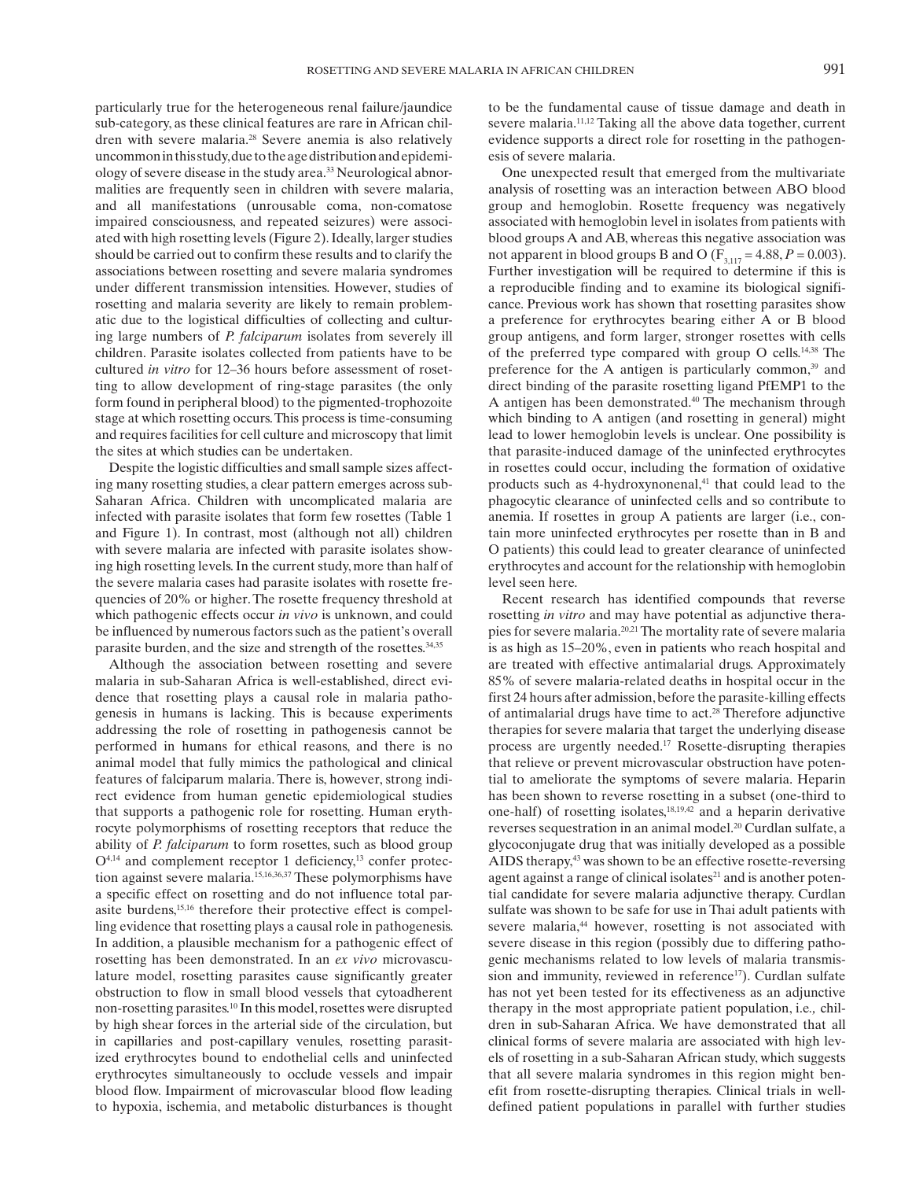particularly true for the heterogeneous renal failure/jaundice sub-category, as these clinical features are rare in African children with severe malaria.[28] Severe anemia is also relatively uncommon in this study, due to the age distribution and epidemiology of severe disease in the study area.[33] Neurological abnormalities are frequently seen in children with severe malaria, and all manifestations (unrousable coma, non-comatose impaired consciousness, and repeated seizures) were associated with high rosetting levels (Figure 2). Ideally, larger studies should be carried out to confirm these results and to clarify the associations between rosetting and severe malaria syndromes under different transmission intensities. However, studies of rosetting and malaria severity are likely to remain problematic due to the logistical difficulties of collecting and culturing large numbers of *P. falciparum* isolates from severely ill children. Parasite isolates collected from patients have to be cultured *in vitro* for 12–36 hours before assessment of rosetting to allow development of ring-stage parasites (the only form found in peripheral blood) to the pigmented-trophozoite stage at which rosetting occurs. This process is time-consuming and requires facilities for cell culture and microscopy that limit the sites at which studies can be undertaken.

Despite the logistic difficulties and small sample sizes affecting many rosetting studies, a clear pattern emerges across sub-Saharan Africa. Children with uncomplicated malaria are infected with parasite isolates that form few rosettes (Table 1 and Figure 1). In contrast, most (although not all) children with severe malaria are infected with parasite isolates showing high rosetting levels. In the current study, more than half of the severe malaria cases had parasite isolates with rosette frequencies of 20% or higher. The rosette frequency threshold at which pathogenic effects occur *in vivo* is unknown, and could be influenced by numerous factors such as the patient's overall parasite burden, and the size and strength of the rosettes.[34,35]

Although the association between rosetting and severe malaria in sub-Saharan Africa is well-established, direct evidence that rosetting plays a causal role in malaria pathogenesis in humans is lacking. This is because experiments addressing the role of rosetting in pathogenesis cannot be performed in humans for ethical reasons, and there is no animal model that fully mimics the pathological and clinical features of falciparum malaria. There is, however, strong indirect evidence from human genetic epidemiological studies that supports a pathogenic role for rosetting. Human erythrocyte polymorphisms of rosetting receptors that reduce the ability of *P. falciparum* to form rosettes, such as blood group O[4,14] and complement receptor 1 deficiency,[13] confer protection against severe malaria.[15,16,36,37] These polymorphisms have a specific effect on rosetting and do not influence total parasite burdens,[15,16] therefore their protective effect is compelling evidence that rosetting plays a causal role in pathogenesis. In addition, a plausible mechanism for a pathogenic effect of rosetting has been demonstrated. In an *ex vivo* microvasculature model, rosetting parasites cause significantly greater obstruction to flow in small blood vessels that cytoadherent non-rosetting parasites.[10] In this model, rosettes were disrupted by high shear forces in the arterial side of the circulation, but in capillaries and post-capillary venules, rosetting parasitized erythrocytes bound to endothelial cells and uninfected erythrocytes simultaneously to occlude vessels and impair blood flow. Impairment of microvascular blood flow leading to hypoxia, ischemia, and metabolic disturbances is thought to be the fundamental cause of tissue damage and death in severe malaria.[11,12] Taking all the above data together, current evidence supports a direct role for rosetting in the pathogenesis of severe malaria.

One unexpected result that emerged from the multivariate analysis of rosetting was an interaction between ABO blood group and hemoglobin. Rosette frequency was negatively associated with hemoglobin level in isolates from patients with blood groups A and AB, whereas this negative association was not apparent in blood groups B and O ($F_{3,117} = 4.88$, $P = 0.003$). Further investigation will be required to determine if this is a reproducible finding and to examine its biological significance. Previous work has shown that rosetting parasites show a preference for erythrocytes bearing either A or B blood group antigens, and form larger, stronger rosettes with cells of the preferred type compared with group O cells.[14,38] The preference for the A antigen is particularly common,[39] and direct binding of the parasite rosetting ligand PfEMP1 to the A antigen has been demonstrated.[40] The mechanism through which binding to A antigen (and rosetting in general) might lead to lower hemoglobin levels is unclear. One possibility is that parasite-induced damage of the uninfected erythrocytes in rosettes could occur, including the formation of oxidative products such as 4-hydroxynonenal,[41] that could lead to the phagocytic clearance of uninfected cells and so contribute to anemia. If rosettes in group A patients are larger (i.e., contain more uninfected erythrocytes per rosette than in B and O patients) this could lead to greater clearance of uninfected erythrocytes and account for the relationship with hemoglobin level seen here.

Recent research has identified compounds that reverse rosetting *in vitro* and may have potential as adjunctive therapies for severe malaria.[20,21] The mortality rate of severe malaria is as high as 15–20%, even in patients who reach hospital and are treated with effective antimalarial drugs. Approximately 85% of severe malaria-related deaths in hospital occur in the first 24 hours after admission, before the parasite-killing effects of antimalarial drugs have time to act.[28] Therefore adjunctive therapies for severe malaria that target the underlying disease process are urgently needed.[17] Rosette-disrupting therapies that relieve or prevent microvascular obstruction have potential to ameliorate the symptoms of severe malaria. Heparin has been shown to reverse rosetting in a subset (one-third to one-half) of rosetting isolates,[18,19,42] and a heparin derivative reverses sequestration in an animal model.[20] Curdlan sulfate, a glycoconjugate drug that was initially developed as a possible AIDS therapy,[43] was shown to be an effective rosette-reversing agent against a range of clinical isolates[21] and is another potential candidate for severe malaria adjunctive therapy. Curdlan sulfate was shown to be safe for use in Thai adult patients with severe malaria,[44] however, rosetting is not associated with severe disease in this region (possibly due to differing pathogenic mechanisms related to low levels of malaria transmission and immunity, reviewed in reference[17]). Curdlan sulfate has not yet been tested for its effectiveness as an adjunctive therapy in the most appropriate patient population, i.e., children in sub-Saharan Africa. We have demonstrated that all clinical forms of severe malaria are associated with high levels of rosetting in a sub-Saharan African study, which suggests that all severe malaria syndromes in this region might benefit from rosette-disrupting therapies. Clinical trials in well-defined patient populations in parallel with further studies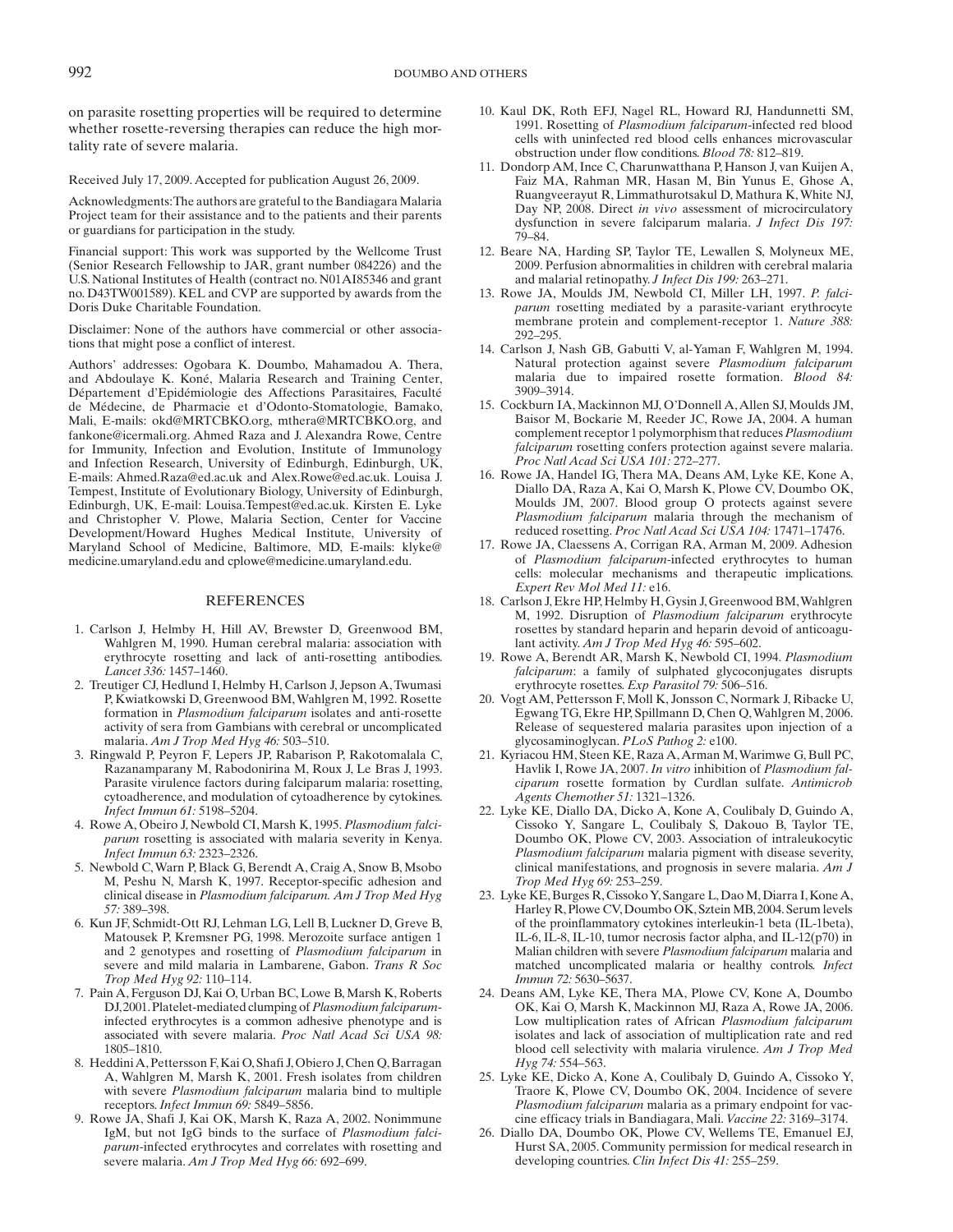on parasite rosetting properties will be required to determine whether rosette-reversing therapies can reduce the high mortality rate of severe malaria.

Received July 17, 2009. Accepted for publication August 26, 2009.

Acknowledgments: The authors are grateful to the Bandiagara Malaria Project team for their assistance and to the patients and their parents or guardians for participation in the study.

Financial support: This work was supported by the Wellcome Trust (Senior Research Fellowship to JAR, grant number 084226) and the U.S. National Institutes of Health (contract no. N01AI85346 and grant no. D43TW001589). KEL and CVP are supported by awards from the Doris Duke Charitable Foundation.

Disclaimer: None of the authors have commercial or other associations that might pose a conflict of interest.

Authors' addresses: Ogobara K. Doumbo, Mahamadou A. Thera, and Abdoulaye K. Koné, Malaria Research and Training Center, Département d'Epidémiologie des Affections Parasitaires, Faculté de Médecine, de Pharmacie et d'Odonto-Stomatologie, Bamako, Mali, E-mails: okd@MRTCBKO.org, mthera@MRTCBKO.org, and fankone@icermali.org. Ahmed Raza and J. Alexandra Rowe, Centre for Immunity, Infection and Evolution, Institute of Immunology and Infection Research, University of Edinburgh, Edinburgh, UK, E-mails: Ahmed.Raza@ed.ac.uk and Alex.Rowe@ed.ac.uk. Louisa J. Tempest, Institute of Evolutionary Biology, University of Edinburgh, Edinburgh, UK, E-mail: Louisa.Tempest@ed.ac.uk. Kirsten E. Lyke and Christopher V. Plowe, Malaria Section, Center for Vaccine Development/Howard Hughes Medical Institute, University of Maryland School of Medicine, Baltimore, MD, E-mails: klyke@medicine.umaryland.edu and cplowe@medicine.umaryland.edu.

## REFERENCES

1. Carlson J, Helmby H, Hill AV, Brewster D, Greenwood BM, Wahlgren M, 1990. Human cerebral malaria: association with erythrocyte rosetting and lack of anti-rosetting antibodies. *Lancet 336:* 1457–1460.
2. Treutiger CJ, Hedlund I, Helmby H, Carlson J, Jepson A, Twumasi P, Kwiatkowski D, Greenwood BM, Wahlgren M, 1992. Rosette formation in *Plasmodium falciparum* isolates and anti-rosette activity of sera from Gambians with cerebral or uncomplicated malaria. *Am J Trop Med Hyg 46:* 503–510.
3. Ringwald P, Peyron F, Lepers JP, Rabarison P, Rakotomalala C, Razanamparany M, Rabodonirina M, Roux J, Le Bras J, 1993. Parasite virulence factors during falciparum malaria: rosetting, cytoadherence, and modulation of cytoadherence by cytokines. *Infect Immun 61:* 5198–5204.
4. Rowe A, Obeiro J, Newbold CI, Marsh K, 1995. *Plasmodium falciparum* rosetting is associated with malaria severity in Kenya. *Infect Immun 63:* 2323–2326.
5. Newbold C, Warn P, Black G, Berendt A, Craig A, Snow B, Msobo M, Peshu N, Marsh K, 1997. Receptor-specific adhesion and clinical disease in *Plasmodium falciparum*. *Am J Trop Med Hyg 57:* 389–398.
6. Kun JF, Schmidt-Ott RJ, Lehman LG, Lell B, Luckner D, Greve B, Matousek P, Kremsner PG, 1998. Merozoite surface antigen 1 and 2 genotypes and rosetting of *Plasmodium falciparum* in severe and mild malaria in Lambarene, Gabon. *Trans R Soc Trop Med Hyg 92:* 110–114.
7. Pain A, Ferguson DJ, Kai O, Urban BC, Lowe B, Marsh K, Roberts DJ, 2001. Platelet-mediated clumping of *Plasmodium falciparum*-infected erythrocytes is a common adhesive phenotype and is associated with severe malaria. *Proc Natl Acad Sci USA 98:* 1805–1810.
8. Heddini A, Pettersson F, Kai O, Shafi J, Obiero J, Chen Q, Barragan A, Wahlgren M, Marsh K, 2001. Fresh isolates from children with severe *Plasmodium falciparum* malaria bind to multiple receptors. *Infect Immun 69:* 5849–5856.
9. Rowe JA, Shafi J, Kai OK, Marsh K, Raza A, 2002. Nonimmune IgM, but not IgG binds to the surface of *Plasmodium falciparum*-infected erythrocytes and correlates with rosetting and severe malaria. *Am J Trop Med Hyg 66:* 692–699.
10. Kaul DK, Roth EFJ, Nagel RL, Howard RJ, Handunnetti SM, 1991. Rosetting of *Plasmodium falciparum*-infected red blood cells with uninfected red blood cells enhances microvascular obstruction under flow conditions. *Blood 78:* 812–819.
11. Dondorp AM, Ince C, Charunwatthana P, Hanson J, van Kuijen A, Faiz MA, Rahman MR, Hasan M, Bin Yunus E, Ghose A, Ruangveerayut R, Limmathurotsakul D, Mathura K, White NJ, Day NP, 2008. Direct *in vivo* assessment of microcirculatory dysfunction in severe falciparum malaria. *J Infect Dis 197:* 79–84.
12. Beare NA, Harding SP, Taylor TE, Lewallen S, Molyneux ME, 2009. Perfusion abnormalities in children with cerebral malaria and malarial retinopathy. *J Infect Dis 199:* 263–271.
13. Rowe JA, Moulds JM, Newbold CI, Miller LH, 1997. *P. falciparum* rosetting mediated by a parasite-variant erythrocyte membrane protein and complement-receptor 1. *Nature 388:* 292–295.
14. Carlson J, Nash GB, Gabutti V, al-Yaman F, Wahlgren M, 1994. Natural protection against severe *Plasmodium falciparum* malaria due to impaired rosette formation. *Blood 84:* 3909–3914.
15. Cockburn IA, Mackinnon MJ, O'Donnell A, Allen SJ, Moulds JM, Baisor M, Bockarie M, Reeder JC, Rowe JA, 2004. A human complement receptor 1 polymorphism that reduces *Plasmodium falciparum* rosetting confers protection against severe malaria. *Proc Natl Acad Sci USA 101:* 272–277.
16. Rowe JA, Handel IG, Thera MA, Deans AM, Lyke KE, Kone A, Diallo DA, Raza A, Kai O, Marsh K, Plowe CV, Doumbo OK, Moulds JM, 2007. Blood group O protects against severe *Plasmodium falciparum* malaria through the mechanism of reduced rosetting. *Proc Natl Acad Sci USA 104:* 17471–17476.
17. Rowe JA, Claessens A, Corrigan RA, Arman M, 2009. Adhesion of *Plasmodium falciparum*-infected erythrocytes to human cells: molecular mechanisms and therapeutic implications. *Expert Rev Mol Med 11:* e16.
18. Carlson J, Ekre HP, Helmby H, Gysin J, Greenwood BM, Wahlgren M, 1992. Disruption of *Plasmodium falciparum* erythrocyte rosettes by standard heparin and heparin devoid of anticoagulant activity. *Am J Trop Med Hyg 46:* 595–602.
19. Rowe A, Berendt AR, Marsh K, Newbold CI, 1994. *Plasmodium falciparum*: a family of sulphated glycoconjugates disrupts erythrocyte rosettes. *Exp Parasitol 79:* 506–516.
20. Vogt AM, Pettersson F, Moll K, Jonsson C, Normark J, Ribacke U, Egwang TG, Ekre HP, Spillmann D, Chen Q, Wahlgren M, 2006. Release of sequestered malaria parasites upon injection of a glycosaminoglycan. *PLoS Pathog 2:* e100.
21. Kyriacou HM, Steen KE, Raza A, Arman M, Warimwe G, Bull PC, Havlik I, Rowe JA, 2007. *In vitro* inhibition of *Plasmodium falciparum* rosette formation by Curdlan sulfate. *Antimicrob Agents Chemother 51:* 1321–1326.
22. Lyke KE, Diallo DA, Dicko A, Kone A, Coulibaly D, Guindo A, Cissoko Y, Sangare L, Coulibaly S, Dakouo B, Taylor TE, Doumbo OK, Plowe CV, 2003. Association of intraleukocytic *Plasmodium falciparum* malaria pigment with disease severity, clinical manifestations, and prognosis in severe malaria. *Am J Trop Med Hyg 69:* 253–259.
23. Lyke KE, Burges R, Cissoko Y, Sangare L, Dao M, Diarra I, Kone A, Harley R, Plowe CV, Doumbo OK, Sztein MB, 2004. Serum levels of the proinflammatory cytokines interleukin-1 beta (IL-1beta), IL-6, IL-8, IL-10, tumor necrosis factor alpha, and IL-12(p70) in Malian children with severe *Plasmodium falciparum* malaria and matched uncomplicated malaria or healthy controls. *Infect Immun 72:* 5630–5637.
24. Deans AM, Lyke KE, Thera MA, Plowe CV, Kone A, Doumbo OK, Kai O, Marsh K, Mackinnon MJ, Raza A, Rowe JA, 2006. Low multiplication rates of African *Plasmodium falciparum* isolates and lack of association of multiplication rate and red blood cell selectivity with malaria virulence. *Am J Trop Med Hyg 74:* 554–563.
25. Lyke KE, Dicko A, Kone A, Coulibaly D, Guindo A, Cissoko Y, Traore K, Plowe CV, Doumbo OK, 2004. Incidence of severe *Plasmodium falciparum* malaria as a primary endpoint for vaccine efficacy trials in Bandiagara, Mali. *Vaccine 22:* 3169–3174.
26. Diallo DA, Doumbo OK, Plowe CV, Wellems TE, Emanuel EJ, Hurst SA, 2005. Community permission for medical research in developing countries. *Clin Infect Dis 41:* 255–259.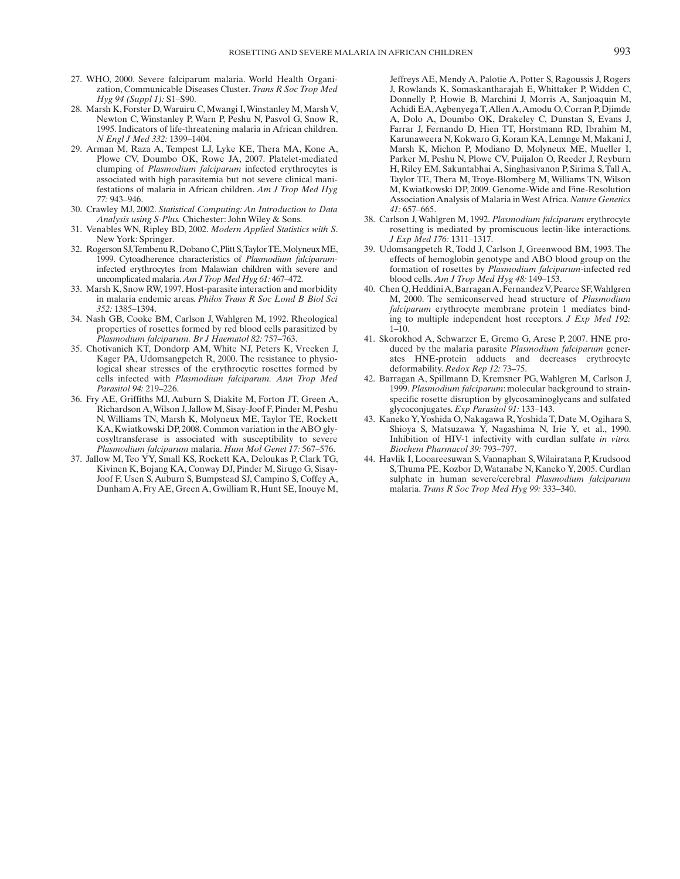27. WHO, 2000. Severe falciparum malaria. World Health Organization, Communicable Diseases Cluster. *Trans R Soc Trop Med Hyg 94 (Suppl 1):* S1–S90.
28. Marsh K, Forster D, Waruiru C, Mwangi I, Winstanley M, Marsh V, Newton C, Winstanley P, Warn P, Peshu N, Pasvol G, Snow R, 1995. Indicators of life-threatening malaria in African children. *N Engl J Med 332:* 1399–1404.
29. Arman M, Raza A, Tempest LJ, Lyke KE, Thera MA, Kone A, Plowe CV, Doumbo OK, Rowe JA, 2007. Platelet-mediated clumping of *Plasmodium falciparum* infected erythrocytes is associated with high parasitemia but not severe clinical manifestations of malaria in African children. *Am J Trop Med Hyg 77:* 943–946.
30. Crawley MJ, 2002. *Statistical Computing: An Introduction to Data Analysis using S-Plus.* Chichester: John Wiley & Sons.
31. Venables WN, Ripley BD, 2002. *Modern Applied Statistics with S*. New York: Springer.
32. Rogerson SJ, Tembenu R, Dobano C, Plitt S, Taylor TE, Molyneux ME, 1999. Cytoadherence characteristics of *Plasmodium falciparum*-infected erythrocytes from Malawian children with severe and uncomplicated malaria. *Am J Trop Med Hyg 61:* 467–472.
33. Marsh K, Snow RW, 1997. Host-parasite interaction and morbidity in malaria endemic areas. *Philos Trans R Soc Lond B Biol Sci 352:* 1385–1394.
34. Nash GB, Cooke BM, Carlson J, Wahlgren M, 1992. Rheological properties of rosettes formed by red blood cells parasitized by *Plasmodium falciparum. Br J Haematol 82:* 757–763.
35. Chotivanich KT, Dondorp AM, White NJ, Peters K, Vreeken J, Kager PA, Udomsangpetch R, 2000. The resistance to physiological shear stresses of the erythrocytic rosettes formed by cells infected with *Plasmodium falciparum. Ann Trop Med Parasitol 94:* 219–226.
36. Fry AE, Griffiths MJ, Auburn S, Diakite M, Forton JT, Green A, Richardson A, Wilson J, Jallow M, Sisay-Joof F, Pinder M, Peshu N, Williams TN, Marsh K, Molyneux ME, Taylor TE, Rockett KA, Kwiatkowski DP, 2008. Common variation in the ABO glycosyltransferase is associated with susceptibility to severe *Plasmodium falciparum* malaria. *Hum Mol Genet 17:* 567–576.
37. Jallow M, Teo YY, Small KS, Rockett KA, Deloukas P, Clark TG, Kivinen K, Bojang KA, Conway DJ, Pinder M, Sirugo G, Sisay-Joof F, Usen S, Auburn S, Bumpstead SJ, Campino S, Coffey A, Dunham A, Fry AE, Green A, Gwilliam R, Hunt SE, Inouye M, Jeffreys AE, Mendy A, Palotie A, Potter S, Ragoussis J, Rogers J, Rowlands K, Somaskantharajah E, Whittaker P, Widden C, Donnelly P, Howie B, Marchini J, Morris A, Sanjoaquin M, Achidi EA, Agbenyega T, Allen A, Amodu O, Corran P, Djimde A, Dolo A, Doumbo OK, Drakeley C, Dunstan S, Evans J, Farrar J, Fernando D, Hien TT, Horstmann RD, Ibrahim M, Karunaweera N, Kokwaro G, Koram KA, Lemnge M, Makani J, Marsh K, Michon P, Modiano D, Molyneux ME, Mueller I, Parker M, Peshu N, Plowe CV, Puijalon O, Reeder J, Reyburn H, Riley EM, Sakuntabhai A, Singhasivanon P, Sirima S, Tall A, Taylor TE, Thera M, Troye-Blomberg M, Williams TN, Wilson M, Kwiatkowski DP, 2009. Genome-Wide and Fine-Resolution Association Analysis of Malaria in West Africa. *Nature Genetics 41:* 657–665.
38. Carlson J, Wahlgren M, 1992. *Plasmodium falciparum* erythrocyte rosetting is mediated by promiscuous lectin-like interactions. *J Exp Med 176:* 1311–1317.
39. Udomsangpetch R, Todd J, Carlson J, Greenwood BM, 1993. The effects of hemoglobin genotype and ABO blood group on the formation of rosettes by *Plasmodium falciparum*-infected red blood cells. *Am J Trop Med Hyg 48:* 149–153.
40. Chen Q, Heddini A, Barragan A, Fernandez V, Pearce SF, Wahlgren M, 2000. The semiconserved head structure of *Plasmodium falciparum* erythrocyte membrane protein 1 mediates binding to multiple independent host receptors. *J Exp Med 192:* 1–10.
41. Skorokhod A, Schwarzer E, Gremo G, Arese P, 2007. HNE produced by the malaria parasite *Plasmodium falciparum* generates HNE-protein adducts and decreases erythrocyte deformability. *Redox Rep 12:* 73–75.
42. Barragan A, Spillmann D, Kremsner PG, Wahlgren M, Carlson J, 1999. *Plasmodium falciparum*: molecular background to strain-specific rosette disruption by glycosaminoglycans and sulfated glycoconjugates. *Exp Parasitol 91:* 133–143.
43. Kaneko Y, Yoshida O, Nakagawa R, Yoshida T, Date M, Ogihara S, Shioya S, Matsuzawa Y, Nagashima N, Irie Y, et al., 1990. Inhibition of HIV-1 infectivity with curdlan sulfate *in vitro. Biochem Pharmacol 39:* 793–797.
44. Havlik I, Looareesuwan S, Vannaphan S, Wilairatana P, Krudsood S, Thuma PE, Kozbor D, Watanabe N, Kaneko Y, 2005. Curdlan sulphate in human severe/cerebral *Plasmodium falciparum* malaria. *Trans R Soc Trop Med Hyg 99:* 333–340.